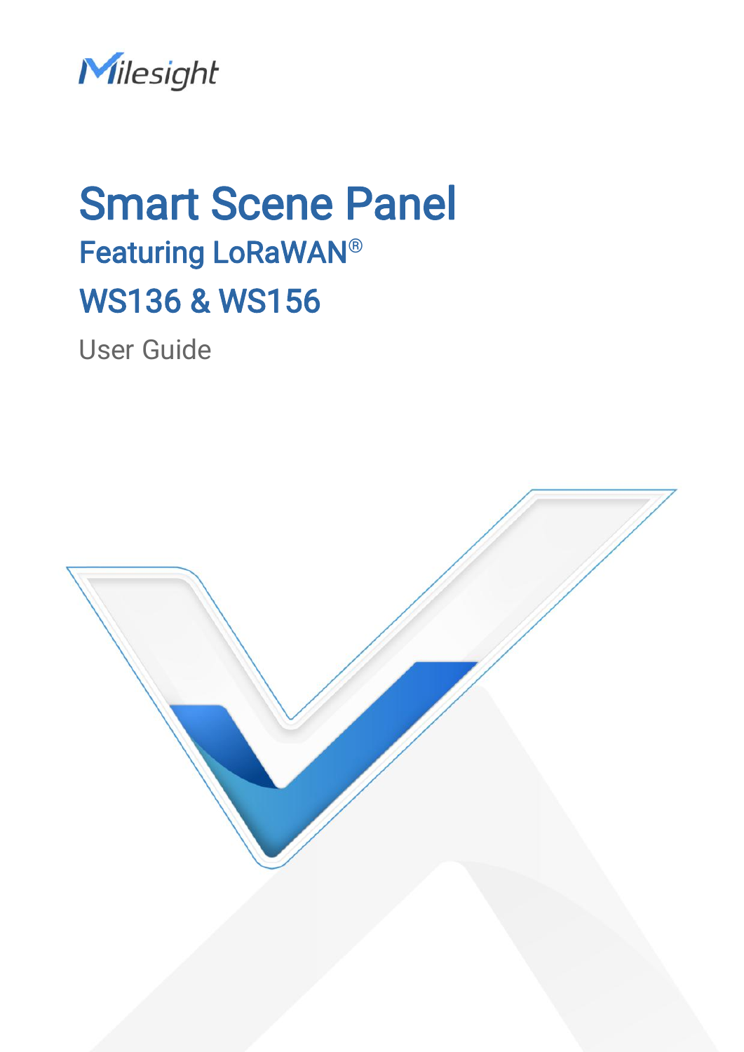Milesight

# Smart Scene Panel

## Featuring LoRaWAN®

## WS136 & WS156

User Guide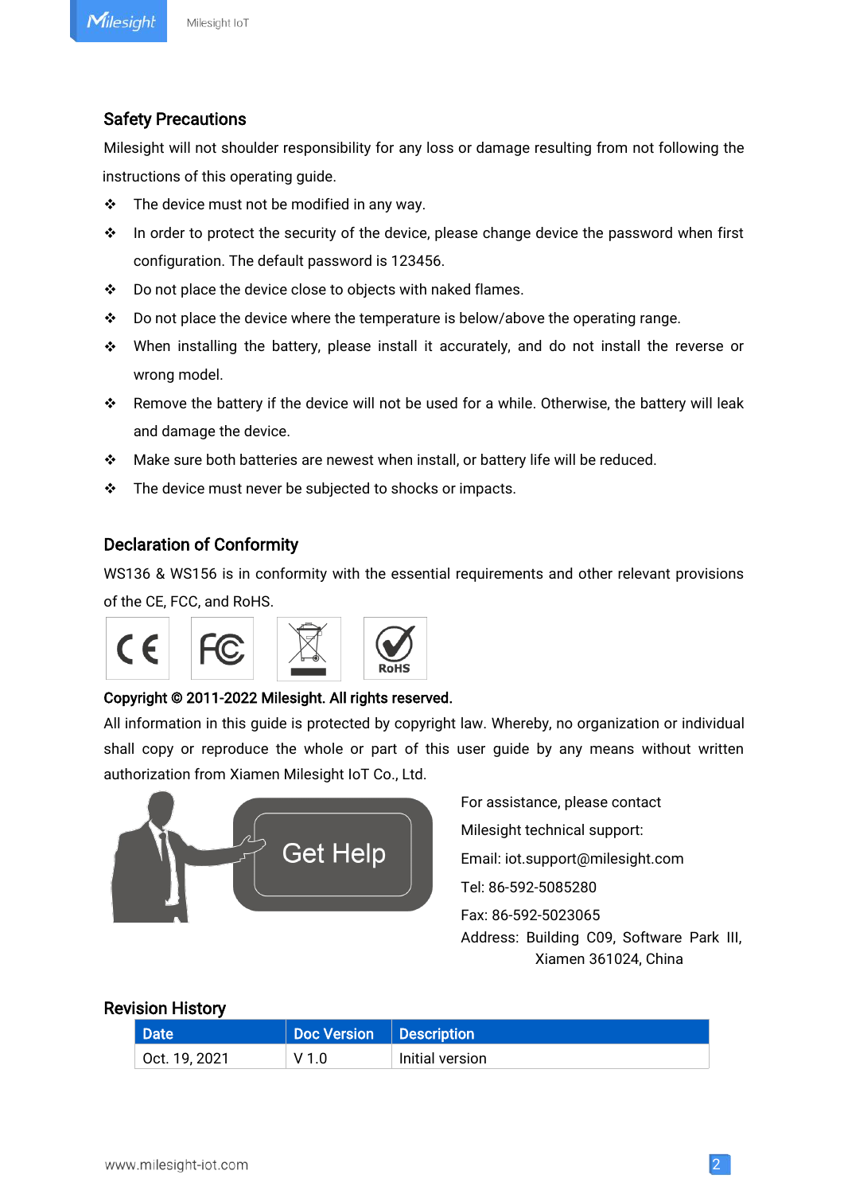## Safety Precautions

Milesight will not shoulder responsibility for any loss or damage resulting from not following the instructions of this operating guide.

- The device must not be modified in any way.
- In order to protect the security of the device, please change device the password when first configuration. The default password is 123456.
- Do not place the device close to objects with naked flames.
- Do not place the device where the temperature is below/above the operating range.
- When installing the battery, please install it accurately, and do not install the reverse or wrong model.
- Remove the battery if the device will not be used for a while. Otherwise, the battery will leak and damage the device.
- Make sure both batteries are newest when install, or battery life will be reduced.
- The device must never be subjected to shocks or impacts.

## Declaration of Conformity

WS136 & WS156 is in conformity with the essential requirements and other relevant provisions of the CE, FCC, and RoHS.

**Copyright © 2011-2022 Milesight. All rights reserved.**

All information in this guide is protected by copyright law. Whereby, no organization or individual shall copy or reproduce the whole or part of this user guide by any means without written authorization from Xiamen Milesight IoT Co., Ltd.

For assistance, please contact

Milesight technical support:

Email: iot.support@milesight.com

Tel: 86-592-5085280

Fax: 86-592-5023065

Address: Building C09, Software Park III, Xiamen 361024, China

## Revision History

| Date | Doc Version | Description |
|---|---|---|
| Oct. 19, 2021 | V 1.0 | Initial version |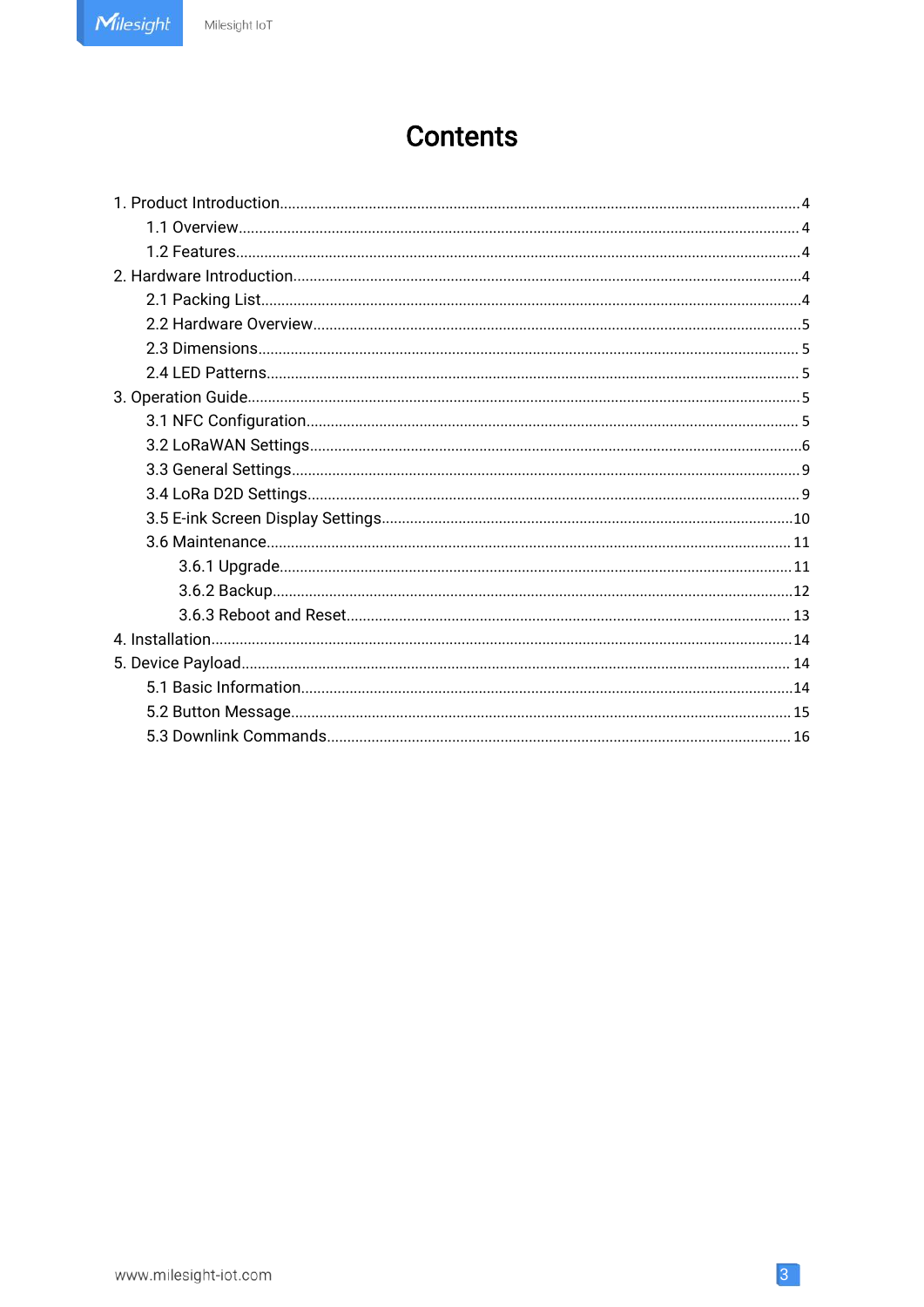# Contents

1. Product Introduction ........................................................ 4
    - 1.1 Overview ........................................................ 4
    - 1.2 Features ........................................................ 4
2. Hardware Introduction ........................................................ 4
    - 2.1 Packing List ........................................................ 4
    - 2.2 Hardware Overview ........................................................ 5
    - 2.3 Dimensions ........................................................ 5
    - 2.4 LED Patterns ........................................................ 5
3. Operation Guide ........................................................ 5
    - 3.1 NFC Configuration ........................................................ 5
    - 3.2 LoRaWAN Settings ........................................................ 6
    - 3.3 General Settings ........................................................ 9
    - 3.4 LoRa D2D Settings ........................................................ 9
    - 3.5 E-ink Screen Display Settings ........................................................ 10
    - 3.6 Maintenance ........................................................ 11
        - 3.6.1 Upgrade ........................................................ 11
        - 3.6.2 Backup ........................................................ 12
        - 3.6.3 Reboot and Reset ........................................................ 13
4. Installation ........................................................ 14
5. Device Payload ........................................................ 14
    - 5.1 Basic Information ........................................................ 14
    - 5.2 Button Message ........................................................ 15
    - 5.3 Downlink Commands ........................................................ 16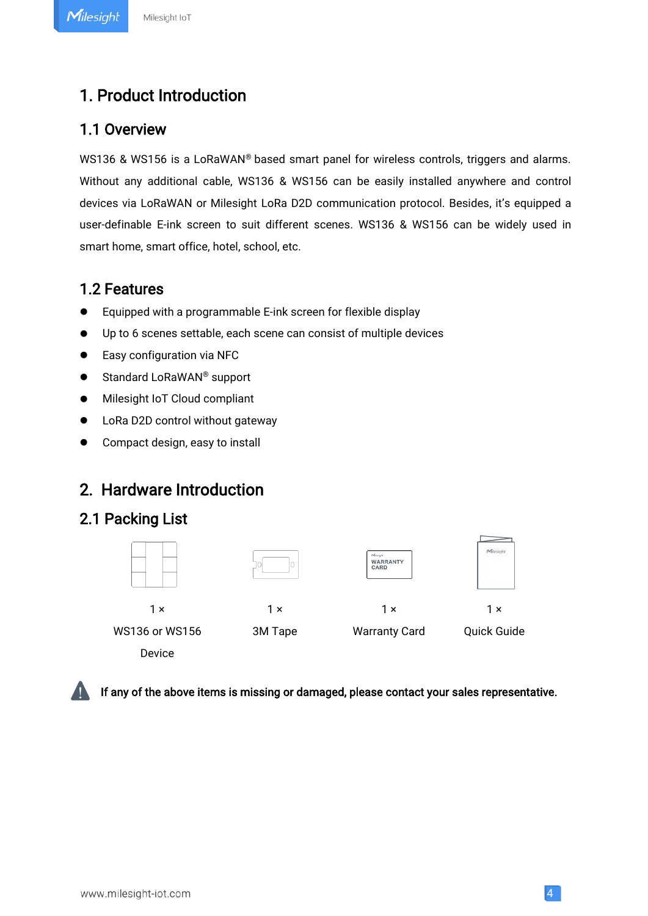# 1. Product Introduction

## 1.1 Overview

WS136 & WS156 is a LoRaWAN® based smart panel for wireless controls, triggers and alarms. Without any additional cable, WS136 & WS156 can be easily installed anywhere and control devices via LoRaWAN or Milesight LoRa D2D communication protocol. Besides, it's equipped a user-definable E-ink screen to suit different scenes. WS136 & WS156 can be widely used in smart home, smart office, hotel, school, etc.

## 1.2 Features

- Equipped with a programmable E-ink screen for flexible display
- Up to 6 scenes settable, each scene can consist of multiple devices
- Easy configuration via NFC
- Standard LoRaWAN® support
- Milesight IoT Cloud compliant
- LoRa D2D control without gateway
- Compact design, easy to install

# 2. Hardware Introduction

## 2.1 Packing List

| 1 × WS136 or WS156 Device | 1 × 3M Tape | 1 × Warranty Card | 1 × Quick Guide |
| --- | --- | --- | --- |

**If any of the above items is missing or damaged, please contact your sales representative.**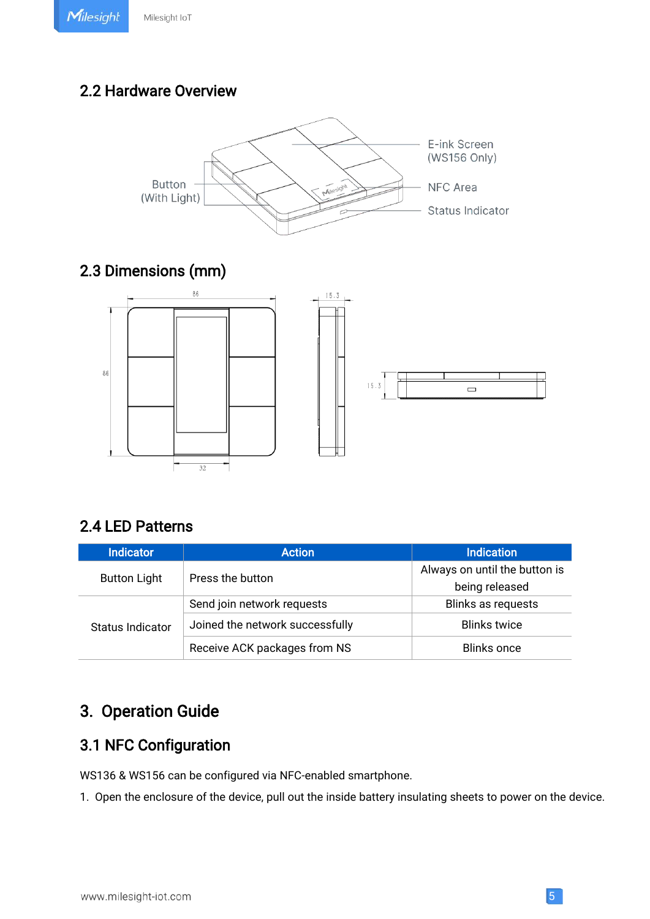## 2.2 Hardware Overview

E-ink Screen (WS156 Only)

Button (With Light)

NFC Area

Status Indicator

## 2.3 Dimensions (mm)

## 2.4 LED Patterns

| Indicator | Action | Indication |
|---|---|---|
| Button Light | Press the button | Always on until the button is being released |
| Status Indicator | Send join network requests | Blinks as requests |
| | Joined the network successfully | Blinks twice |
| | Receive ACK packages from NS | Blinks once |

# 3. Operation Guide

## 3.1 NFC Configuration

WS136 & WS156 can be configured via NFC-enabled smartphone.

1. Open the enclosure of the device, pull out the inside battery insulating sheets to power on the device.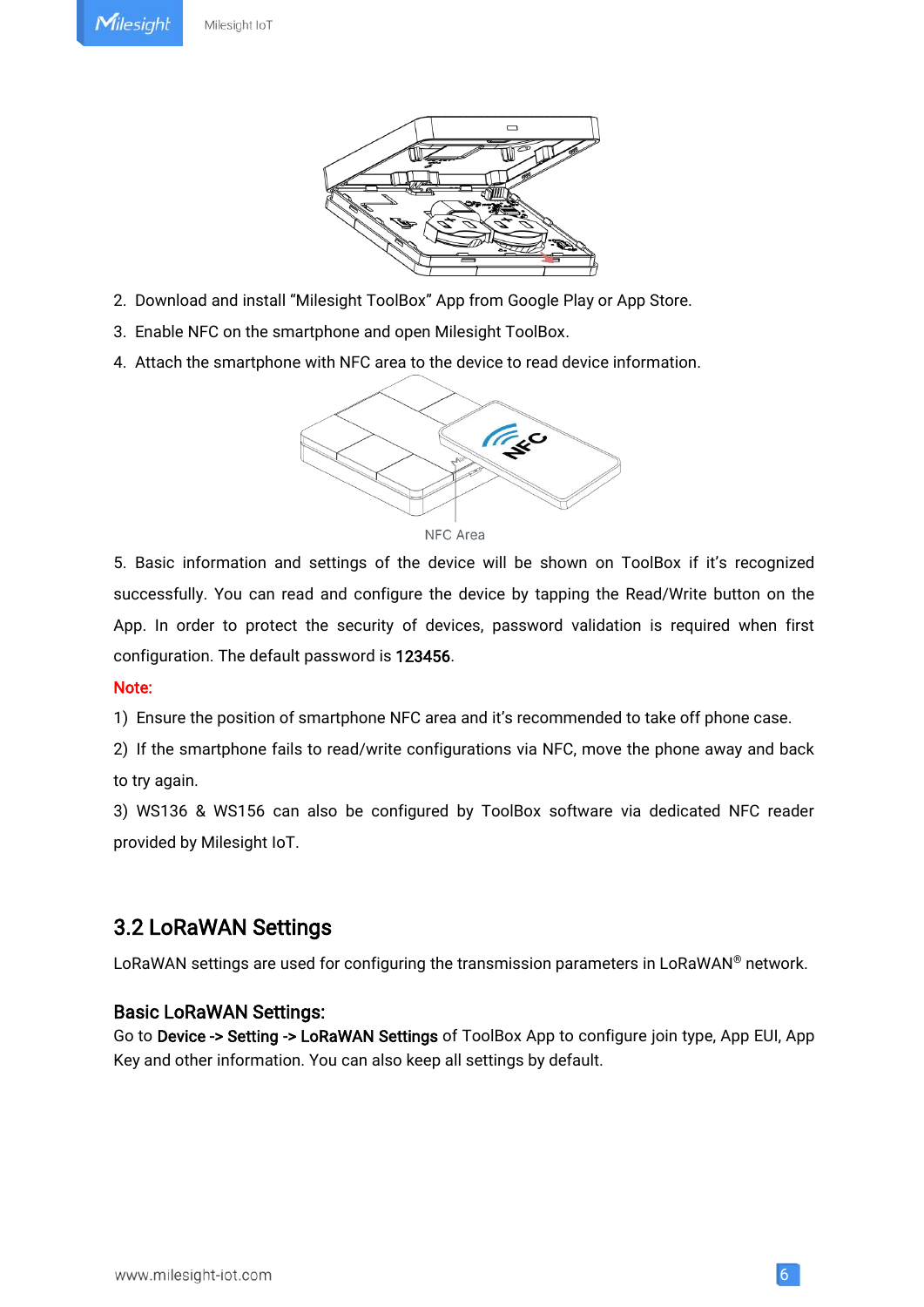2. Download and install "Milesight ToolBox" App from Google Play or App Store.
3. Enable NFC on the smartphone and open Milesight ToolBox.
4. Attach the smartphone with NFC area to the device to read device information.

NFC Area

5. Basic information and settings of the device will be shown on ToolBox if it's recognized successfully. You can read and configure the device by tapping the Read/Write button on the App. In order to protect the security of devices, password validation is required when first configuration. The default password is **123456**.

**Note:**

1) Ensure the position of smartphone NFC area and it's recommended to take off phone case.
2) If the smartphone fails to read/write configurations via NFC, move the phone away and back to try again.
3) WS136 & WS156 can also be configured by ToolBox software via dedicated NFC reader provided by Milesight IoT.

## 3.2 LoRaWAN Settings

LoRaWAN settings are used for configuring the transmission parameters in LoRaWAN® network.

### Basic LoRaWAN Settings:

Go to **Device -> Setting -> LoRaWAN Settings** of ToolBox App to configure join type, App EUI, App Key and other information. You can also keep all settings by default.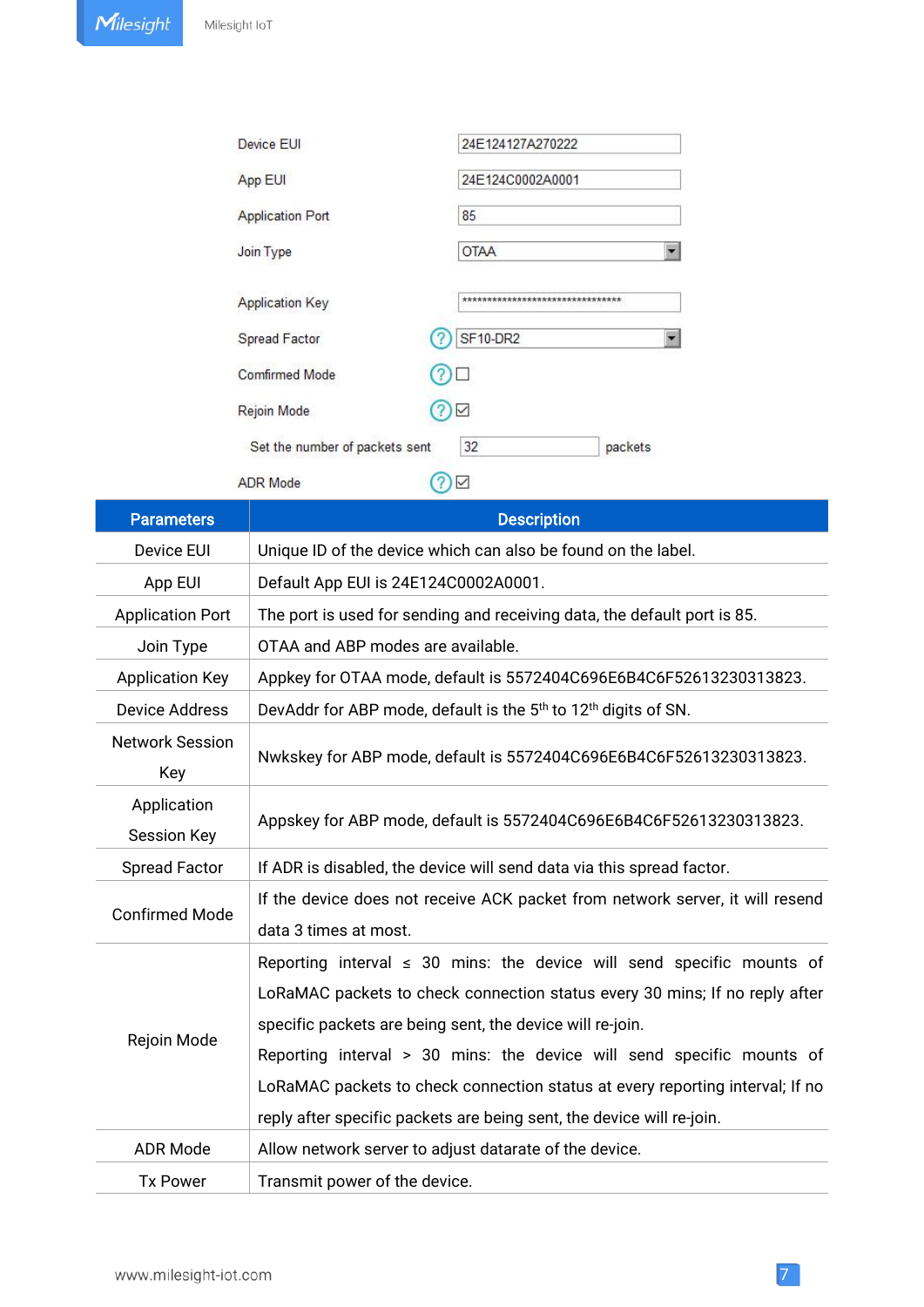| Device EUI | 24E124127A270222 |
| --- | --- |
| App EUI | 24E124C0002A0001 |
| Application Port | 85 |
| Join Type | OTAA |
| Application Key | ******************************** |
| Spread Factor | SF10-DR2 |
| Comfirmed Mode | ☐ |
| Rejoin Mode | ☑ |
| Set the number of packets sent | 32 packets |
| ADR Mode | ☑ |

| Parameters | Description |
| --- | --- |
| Device EUI | Unique ID of the device which can also be found on the label. |
| App EUI | Default App EUI is 24E124C0002A0001. |
| Application Port | The port is used for sending and receiving data, the default port is 85. |
| Join Type | OTAA and ABP modes are available. |
| Application Key | Appkey for OTAA mode, default is 5572404C696E6B4C6F52613230313823. |
| Device Address | DevAddr for ABP mode, default is the 5th to 12th digits of SN. |
| Network Session Key | Nwkskey for ABP mode, default is 5572404C696E6B4C6F52613230313823. |
| Application Session Key | Appskey for ABP mode, default is 5572404C696E6B4C6F52613230313823. |
| Spread Factor | If ADR is disabled, the device will send data via this spread factor. |
| Confirmed Mode | If the device does not receive ACK packet from network server, it will resend data 3 times at most. |
| Rejoin Mode | Reporting interval ≤ 30 mins: the device will send specific mounts of LoRaMAC packets to check connection status every 30 mins; If no reply after specific packets are being sent, the device will re-join.<br>Reporting interval > 30 mins: the device will send specific mounts of LoRaMAC packets to check connection status at every reporting interval; If no reply after specific packets are being sent, the device will re-join. |
| ADR Mode | Allow network server to adjust datarate of the device. |
| Tx Power | Transmit power of the device. |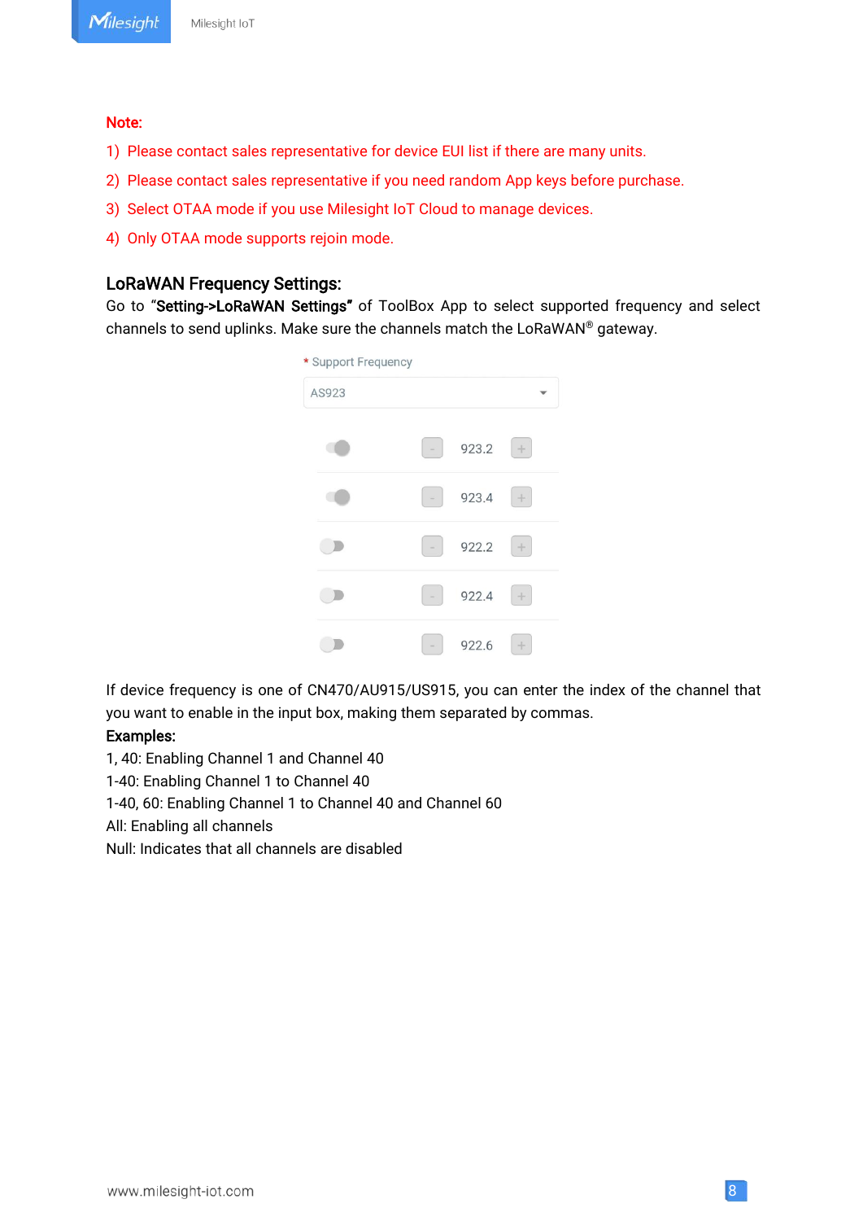**Note:**

1) Please contact sales representative for device EUI list if there are many units.
2) Please contact sales representative if you need random App keys before purchase.
3) Select OTAA mode if you use Milesight IoT Cloud to manage devices.
4) Only OTAA mode supports rejoin mode.

## LoRaWAN Frequency Settings:

Go to "**Setting->LoRaWAN Settings**" of ToolBox App to select supported frequency and select channels to send uplinks. Make sure the channels match the LoRaWAN® gateway.

If device frequency is one of CN470/AU915/US915, you can enter the index of the channel that you want to enable in the input box, making them separated by commas.

**Examples:**

1, 40: Enabling Channel 1 and Channel 40

1-40: Enabling Channel 1 to Channel 40

1-40, 60: Enabling Channel 1 to Channel 40 and Channel 60

All: Enabling all channels

Null: Indicates that all channels are disabled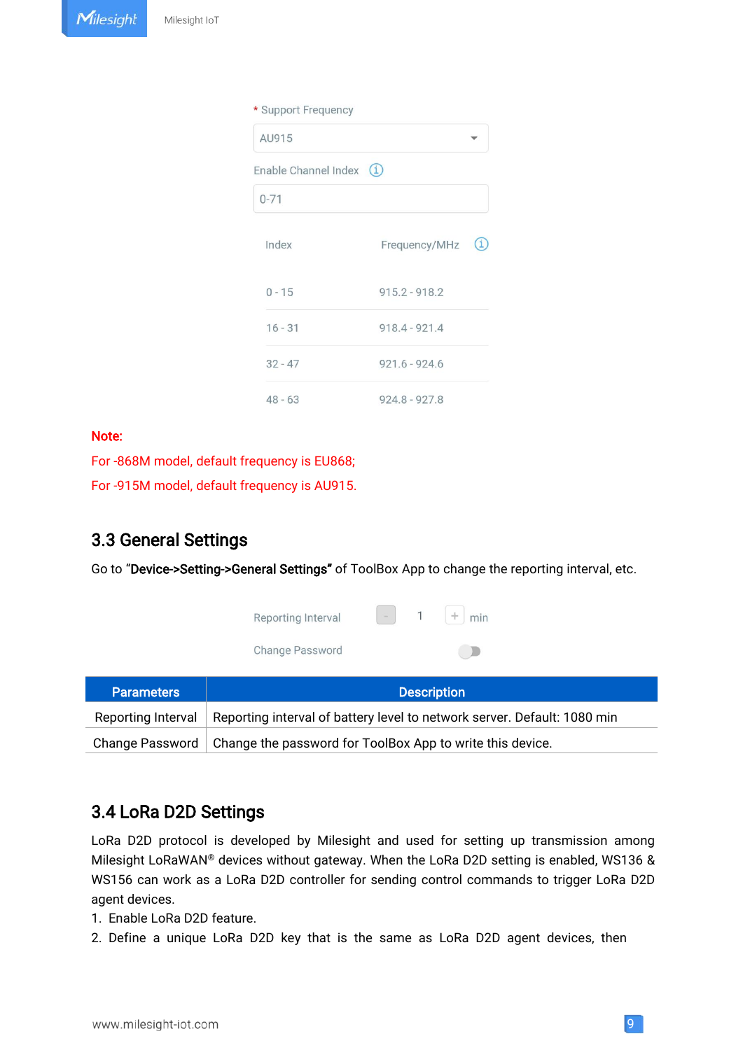* Support Frequency

AU915

Enable Channel Index

0-71

| Index | Frequency/MHz |
| --- | --- |
| 0 - 15 | 915.2 - 918.2 |
| 16 - 31 | 918.4 - 921.4 |
| 32 - 47 | 921.6 - 924.6 |
| 48 - 63 | 924.8 - 927.8 |

**Note:**

For -868M model, default frequency is EU868;

For -915M model, default frequency is AU915.

## 3.3 General Settings

Go to "**Device->Setting->General Settings"** of ToolBox App to change the reporting interval, etc.

Reporting Interval - 1 + min

Change Password

| Parameters | Description |
| --- | --- |
| Reporting Interval | Reporting interval of battery level to network server. Default: 1080 min |
| Change Password | Change the password for ToolBox App to write this device. |

## 3.4 LoRa D2D Settings

LoRa D2D protocol is developed by Milesight and used for setting up transmission among Milesight LoRaWAN® devices without gateway. When the LoRa D2D setting is enabled, WS136 & WS156 can work as a LoRa D2D controller for sending control commands to trigger LoRa D2D agent devices.

1. Enable LoRa D2D feature.
2. Define a unique LoRa D2D key that is the same as LoRa D2D agent devices, then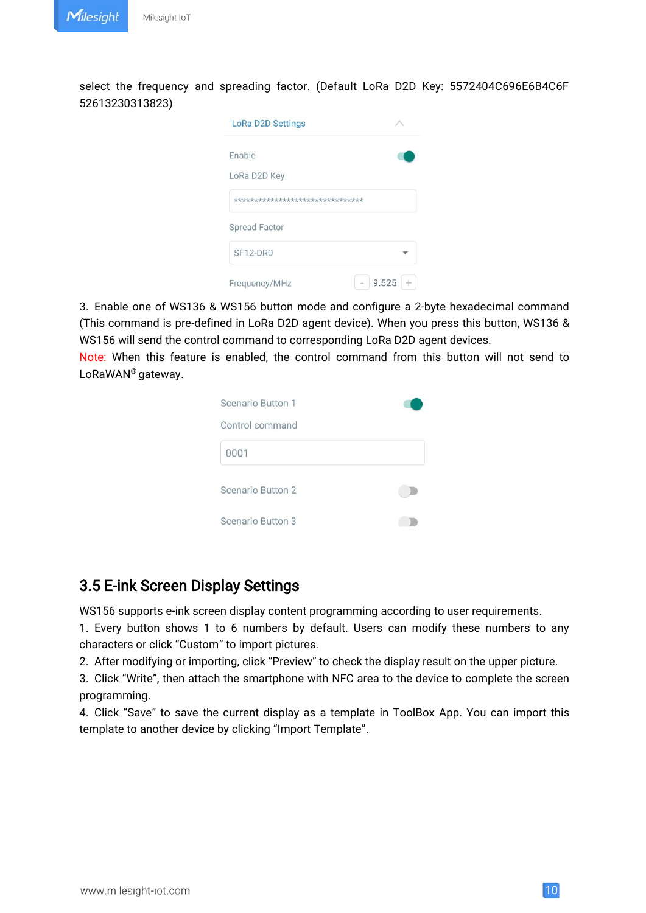select the frequency and spreading factor. (Default LoRa D2D Key: 5572404C696E6B4C6F 52613230313823)

LoRa D2D Settings

Enable

LoRa D2D Key

********************************

Spread Factor

SF12-DR0

Frequency/MHz 9.525

3. Enable one of WS136 & WS156 button mode and configure a 2-byte hexadecimal command (This command is pre-defined in LoRa D2D agent device). When you press this button, WS136 & WS156 will send the control command to corresponding LoRa D2D agent devices.

Note: When this feature is enabled, the control command from this button will not send to LoRaWAN® gateway.

Scenario Button 1

Control command

0001

Scenario Button 2

Scenario Button 3

## 3.5 E-ink Screen Display Settings

WS156 supports e-ink screen display content programming according to user requirements.

1. Every button shows 1 to 6 numbers by default. Users can modify these numbers to any characters or click "Custom" to import pictures.
2. After modifying or importing, click "Preview" to check the display result on the upper picture.
3. Click "Write", then attach the smartphone with NFC area to the device to complete the screen programming.
4. Click "Save" to save the current display as a template in ToolBox App. You can import this template to another device by clicking "Import Template".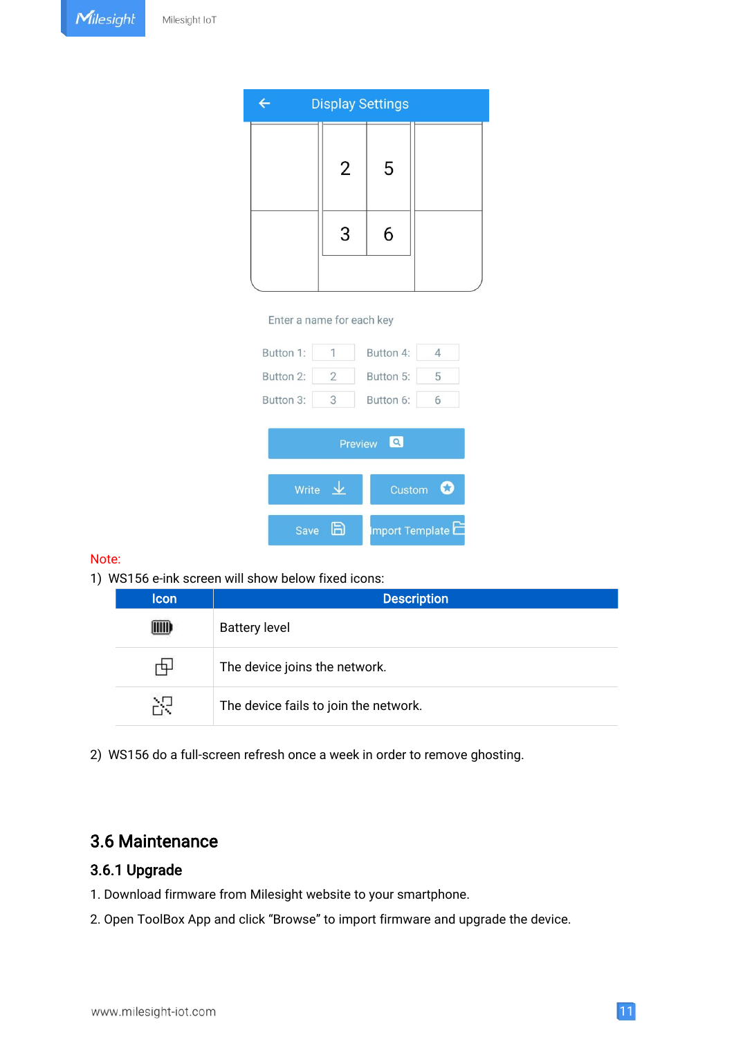Display Settings

| 2 | 5 |
| --- | --- |
| 3 | 6 |

Enter a name for each key

Button 1: 1 Button 4: 4

Button 2: 2 Button 5: 5

Button 3: 3 Button 6: 6

Preview

Write Custom

Save Import Template

Note:

1) WS156 e-ink screen will show below fixed icons:

| Icon | Description |
| --- | --- |
| | Battery level |
| | The device joins the network. |
| | The device fails to join the network. |

2) WS156 do a full-screen refresh once a week in order to remove ghosting.

## 3.6 Maintenance

### 3.6.1 Upgrade

1. Download firmware from Milesight website to your smartphone.
2. Open ToolBox App and click “Browse” to import firmware and upgrade the device.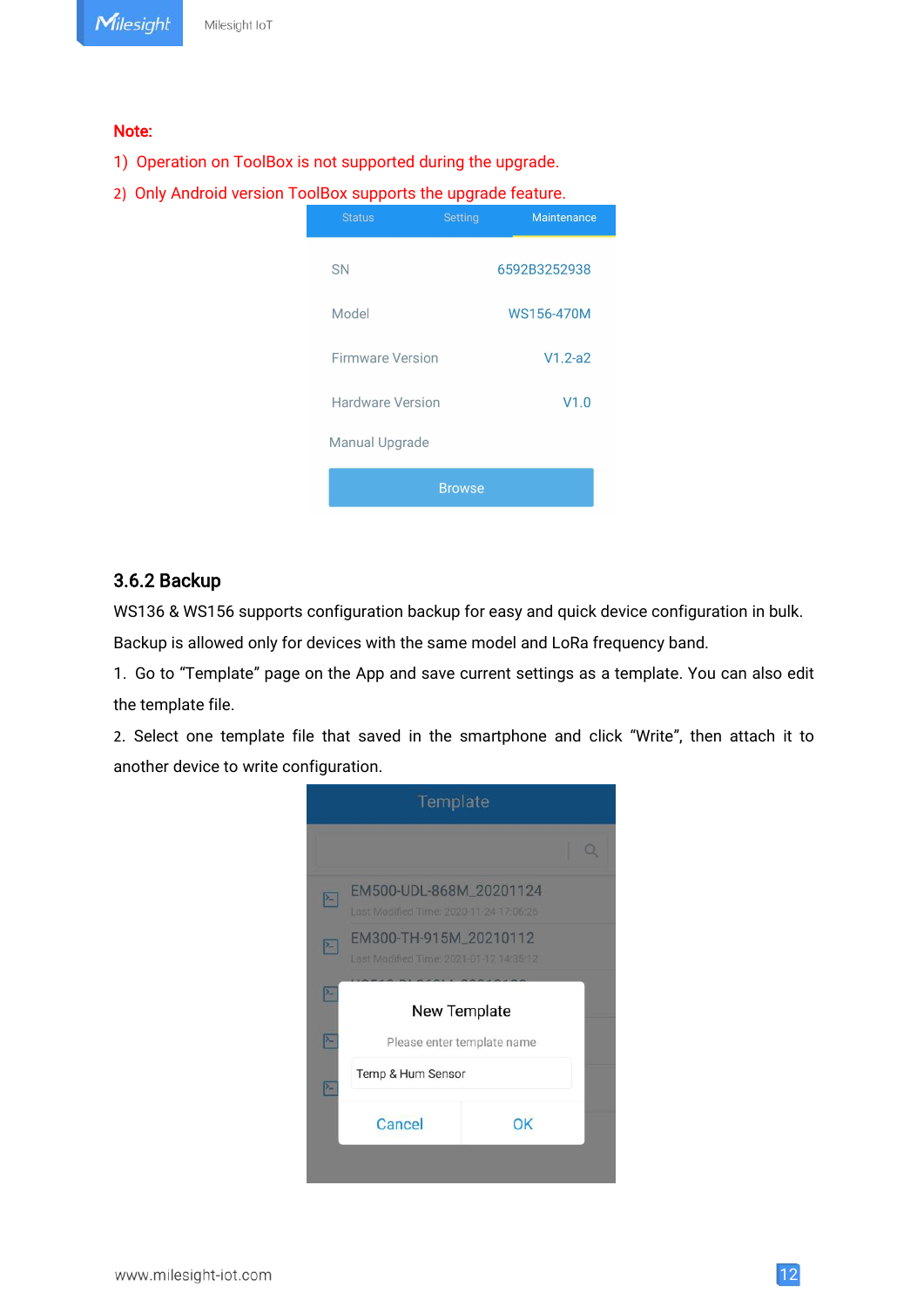**Note:**

1) Operation on ToolBox is not supported during the upgrade.
2) Only Android version ToolBox supports the upgrade feature.

### 3.6.2 Backup

WS136 & WS156 supports configuration backup for easy and quick device configuration in bulk. Backup is allowed only for devices with the same model and LoRa frequency band.

1. Go to “Template” page on the App and save current settings as a template. You can also edit the template file.
2. Select one template file that saved in the smartphone and click “Write”, then attach it to another device to write configuration.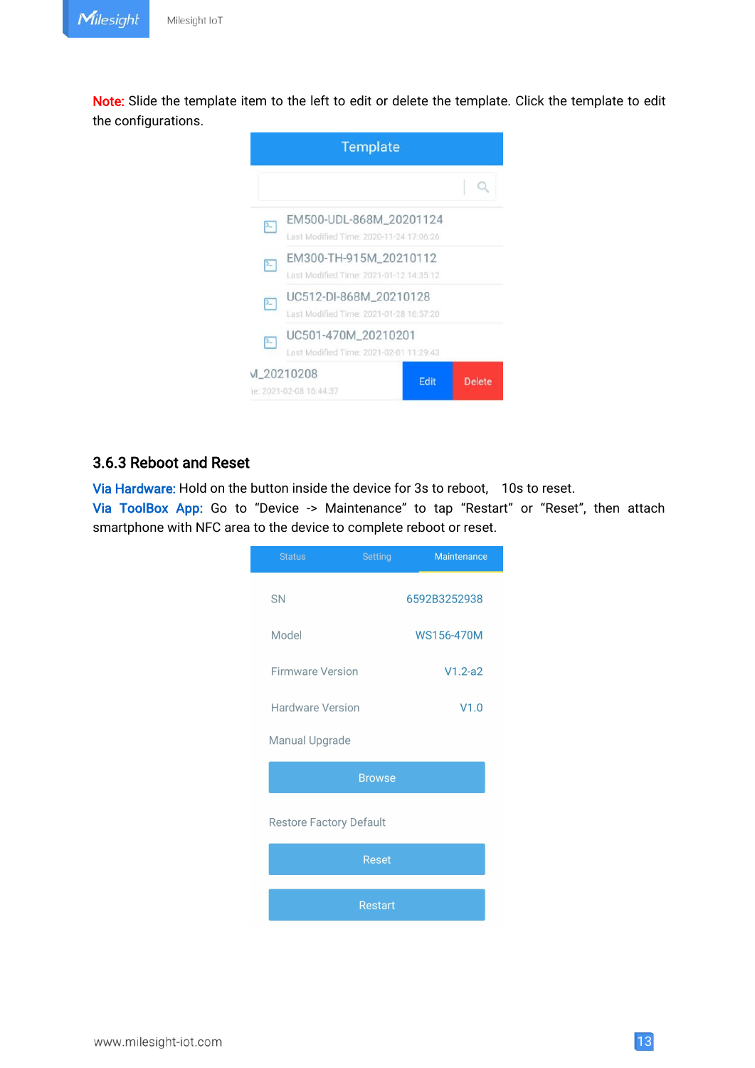**Note:** Slide the template item to the left to edit or delete the template. Click the template to edit the configurations.

### 3.6.3 Reboot and Reset

**Via Hardware:** Hold on the button inside the device for 3s to reboot, 10s to reset.

**Via ToolBox App:** Go to "Device -> Maintenance" to tap "Restart" or "Reset", then attach smartphone with NFC area to the device to complete reboot or reset.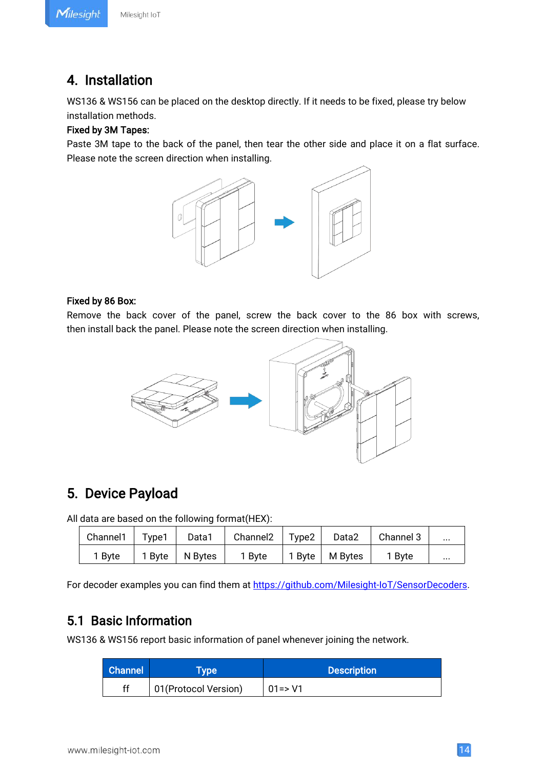# 4. Installation

WS136 & WS156 can be placed on the desktop directly. If it needs to be fixed, please try below installation methods.

**Fixed by 3M Tapes:**

Paste 3M tape to the back of the panel, then tear the other side and place it on a flat surface. Please note the screen direction when installing.

**Fixed by 86 Box:**

Remove the back cover of the panel, screw the back cover to the 86 box with screws, then install back the panel. Please note the screen direction when installing.

# 5. Device Payload

All data are based on the following format(HEX):

| Channel1 | Type1 | Data1 | Channel2 | Type2 | Data2 | Channel 3 | ... |
|---|---|---|---|---|---|---|---|
| 1 Byte | 1 Byte | N Bytes | 1 Byte | 1 Byte | M Bytes | 1 Byte | ... |

For decoder examples you can find them at https://github.com/Milesight-IoT/SensorDecoders.

## 5.1 Basic Information

WS136 & WS156 report basic information of panel whenever joining the network.

| Channel | Type | Description |
|---|---|---|
| ff | 01(Protocol Version) | 01=> V1 |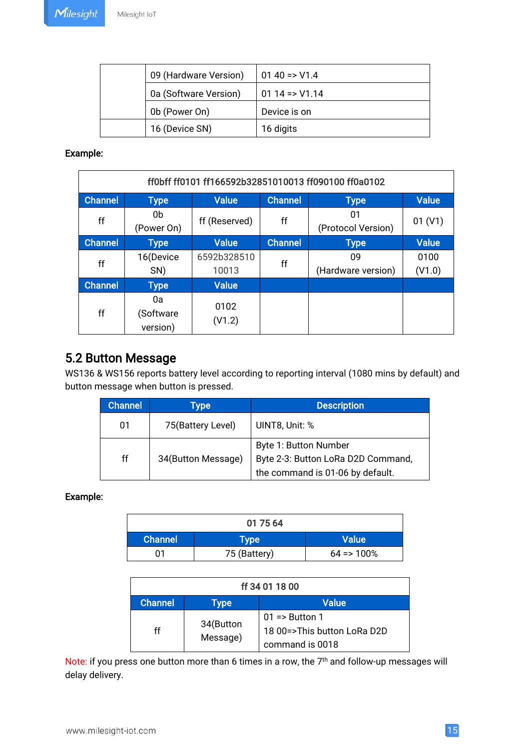| | 09 (Hardware Version) | 01 40 => V1.4 |
|---|---|---|
| | 0a (Software Version) | 01 14 => V1.14 |
| | 0b (Power On) | Device is on |
| | 16 (Device SN) | 16 digits |

**Example:**

| ff0bff ff0101 ff166592b32851010013 ff090100 ff0a0102 | | | | | |
|---|---|---|---|---|---|
| **Channel** | **Type** | **Value** | **Channel** | **Type** | **Value** |
| ff | 0b (Power On) | ff (Reserved) | ff | 01 (Protocol Version) | 01 (V1) |
| **Channel** | **Type** | **Value** | **Channel** | **Type** | **Value** |
| ff | 16(Device SN) | 6592b328510 10013 | ff | 09 (Hardware version) | 0100 (V1.0) |
| **Channel** | **Type** | **Value** | | | |
| ff | 0a (Software version) | 0102 (V1.2) | | | |

## 5.2 Button Message

WS136 & WS156 reports battery level according to reporting interval (1080 mins by default) and button message when button is pressed.

| Channel | Type | Description |
|---|---|---|
| 01 | 75(Battery Level) | UINT8, Unit: % |
| ff | 34(Button Message) | Byte 1: Button Number<br>Byte 2-3: Button LoRa D2D Command, the command is 01-06 by default. |

**Example:**

| 01 75 64 | | |
|---|---|---|
| **Channel** | **Type** | **Value** |
| 01 | 75 (Battery) | 64 => 100% |

| ff 34 01 18 00 | | |
|---|---|---|
| **Channel** | **Type** | **Value** |
| ff | 34(Button Message) | 01 => Button 1<br>18 00=>This button LoRa D2D command is 0018 |

Note: if you press one button more than 6 times in a row, the 7th and follow-up messages will delay delivery.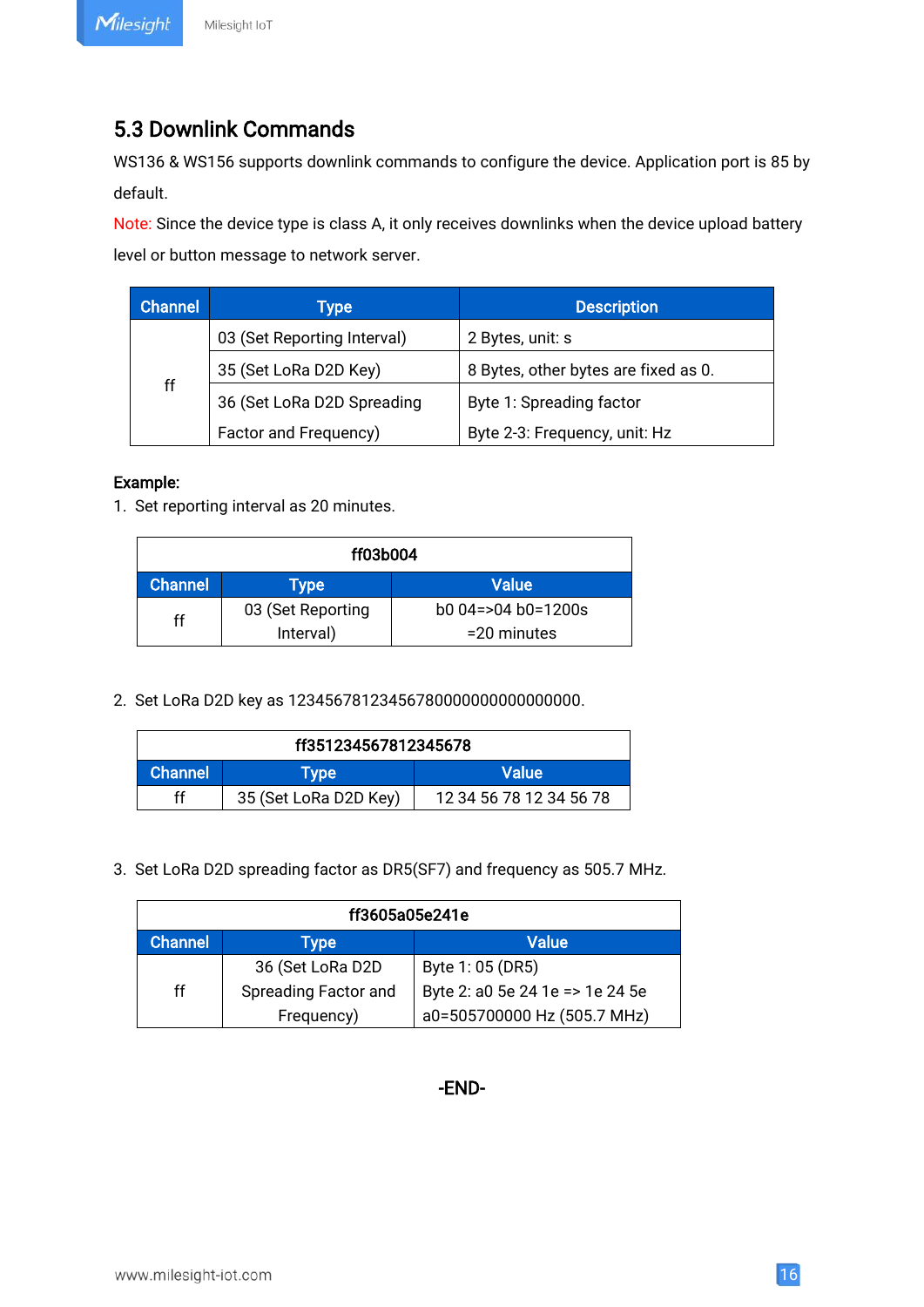## 5.3 Downlink Commands

WS136 & WS156 supports downlink commands to configure the device. Application port is 85 by default.

Note: Since the device type is class A, it only receives downlinks when the device upload battery level or button message to network server.

| Channel | Type | Description |
|---|---|---|
| ff | 03 (Set Reporting Interval) | 2 Bytes, unit: s |
| | 35 (Set LoRa D2D Key) | 8 Bytes, other bytes are fixed as 0. |
| | 36 (Set LoRa D2D Spreading Factor and Frequency) | Byte 1: Spreading factor<br>Byte 2-3: Frequency, unit: Hz |

**Example:**

1. Set reporting interval as 20 minutes.

| ff03b004 | | |
|---|---|---|
| **Channel** | **Type** | **Value** |
| ff | 03 (Set Reporting Interval) | b0 04=>04 b0=1200s =20 minutes |

2. Set LoRa D2D key as 12345678123456780000000000000000.

| ff351234567812345678 | | |
|---|---|---|
| **Channel** | **Type** | **Value** |
| ff | 35 (Set LoRa D2D Key) | 12 34 56 78 12 34 56 78 |

3. Set LoRa D2D spreading factor as DR5(SF7) and frequency as 505.7 MHz.

| ff3605a05e241e | | |
|---|---|---|
| **Channel** | **Type** | **Value** |
| ff | 36 (Set LoRa D2D Spreading Factor and Frequency) | Byte 1: 05 (DR5)<br>Byte 2: a0 5e 24 1e => 1e 24 5e a0=505700000 Hz (505.7 MHz) |

-END-